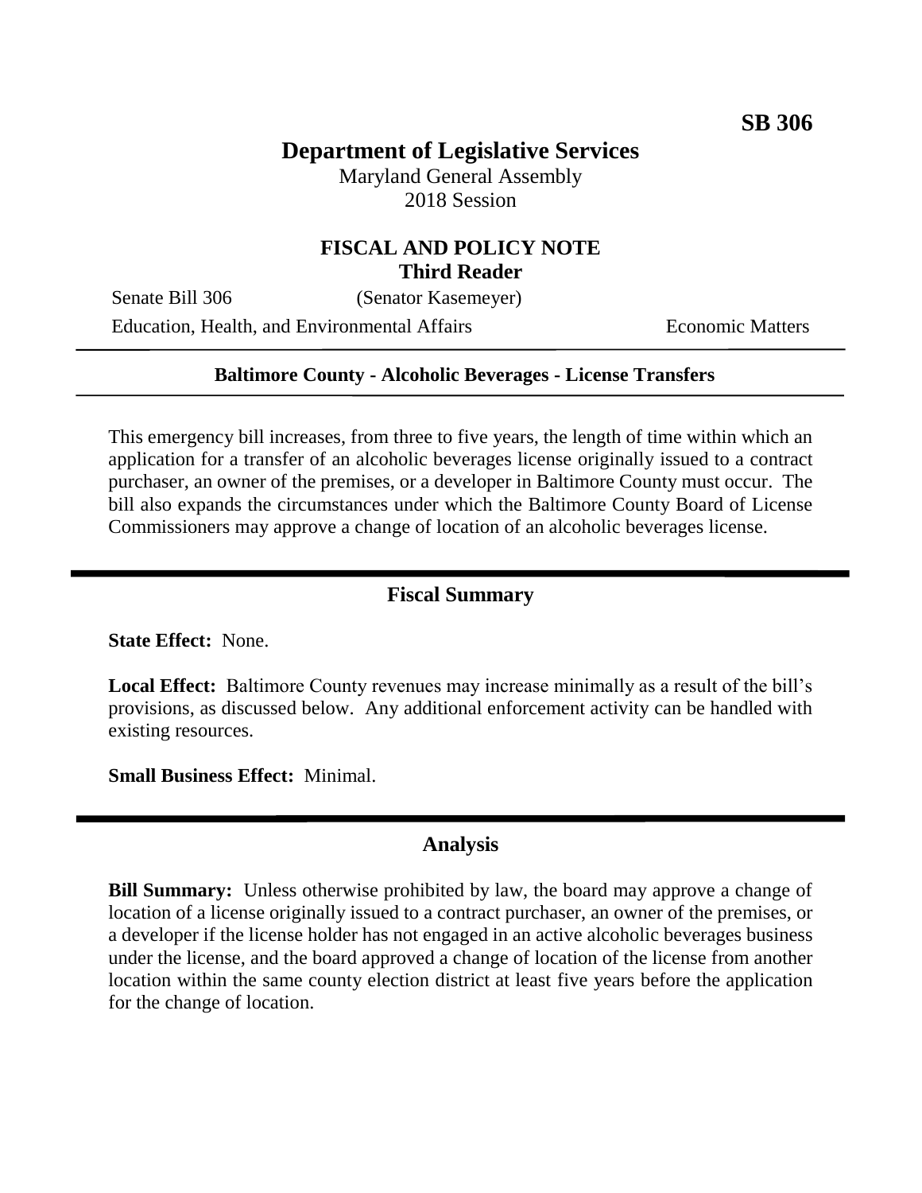**SB 306**

# Department of Legislative Services

Maryland General Assembly
2018 Session

## FISCAL AND POLICY NOTE
## Third Reader

Senate Bill 306 (Senator Kasemeyer)

Education, Health, and Environmental Affairs Economic Matters

---

**Baltimore County - Alcoholic Beverages - License Transfers**

---

This emergency bill increases, from three to five years, the length of time within which an application for a transfer of an alcoholic beverages license originally issued to a contract purchaser, an owner of the premises, or a developer in Baltimore County must occur. The bill also expands the circumstances under which the Baltimore County Board of License Commissioners may approve a change of location of an alcoholic beverages license.

---

## Fiscal Summary

**State Effect:** None.

**Local Effect:** Baltimore County revenues may increase minimally as a result of the bill's provisions, as discussed below. Any additional enforcement activity can be handled with existing resources.

**Small Business Effect:** Minimal.

---

## Analysis

**Bill Summary:** Unless otherwise prohibited by law, the board may approve a change of location of a license originally issued to a contract purchaser, an owner of the premises, or a developer if the license holder has not engaged in an active alcoholic beverages business under the license, and the board approved a change of location of the license from another location within the same county election district at least five years before the application for the change of location.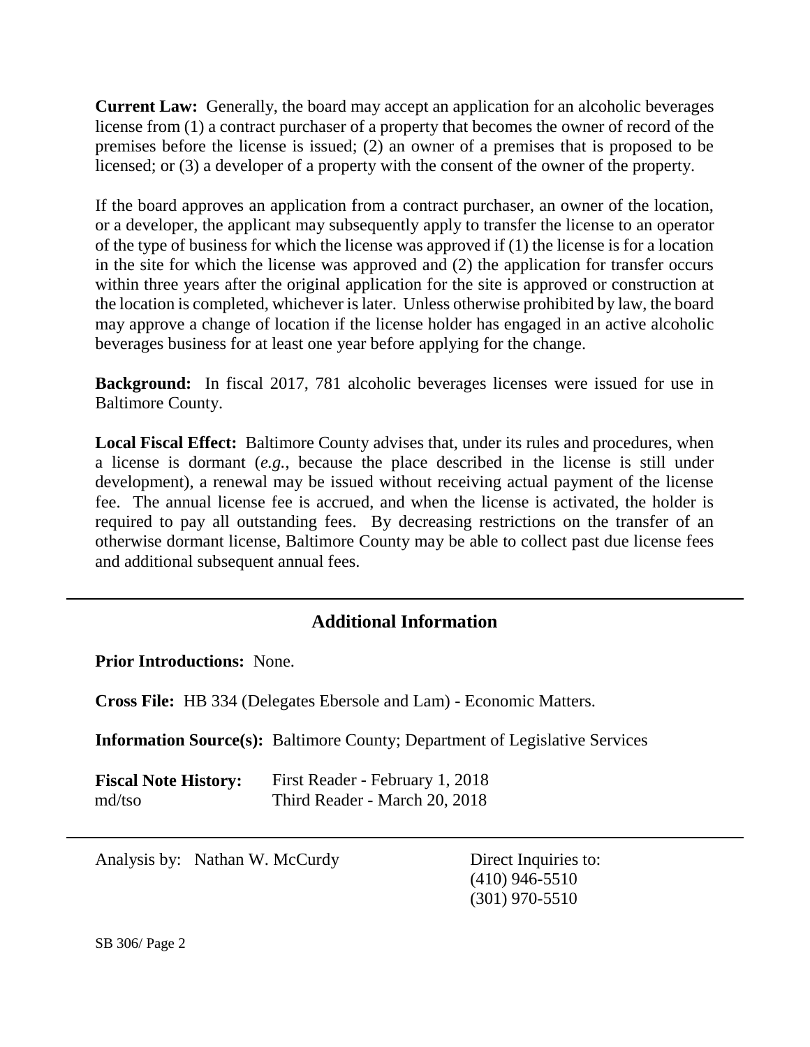**Current Law:** Generally, the board may accept an application for an alcoholic beverages license from (1) a contract purchaser of a property that becomes the owner of record of the premises before the license is issued; (2) an owner of a premises that is proposed to be licensed; or (3) a developer of a property with the consent of the owner of the property.

If the board approves an application from a contract purchaser, an owner of the location, or a developer, the applicant may subsequently apply to transfer the license to an operator of the type of business for which the license was approved if (1) the license is for a location in the site for which the license was approved and (2) the application for transfer occurs within three years after the original application for the site is approved or construction at the location is completed, whichever is later. Unless otherwise prohibited by law, the board may approve a change of location if the license holder has engaged in an active alcoholic beverages business for at least one year before applying for the change.

**Background:** In fiscal 2017, 781 alcoholic beverages licenses were issued for use in Baltimore County.

**Local Fiscal Effect:** Baltimore County advises that, under its rules and procedures, when a license is dormant (*e.g.*, because the place described in the license is still under development), a renewal may be issued without receiving actual payment of the license fee. The annual license fee is accrued, and when the license is activated, the holder is required to pay all outstanding fees. By decreasing restrictions on the transfer of an otherwise dormant license, Baltimore County may be able to collect past due license fees and additional subsequent annual fees.

## Additional Information

**Prior Introductions:** None.

**Cross File:** HB 334 (Delegates Ebersole and Lam) - Economic Matters.

**Information Source(s):** Baltimore County; Department of Legislative Services

**Fiscal Note History:** First Reader - February 1, 2018
md/tso Third Reader - March 20, 2018

Analysis by: Nathan W. McCurdy

Direct Inquiries to:
(410) 946-5510
(301) 970-5510